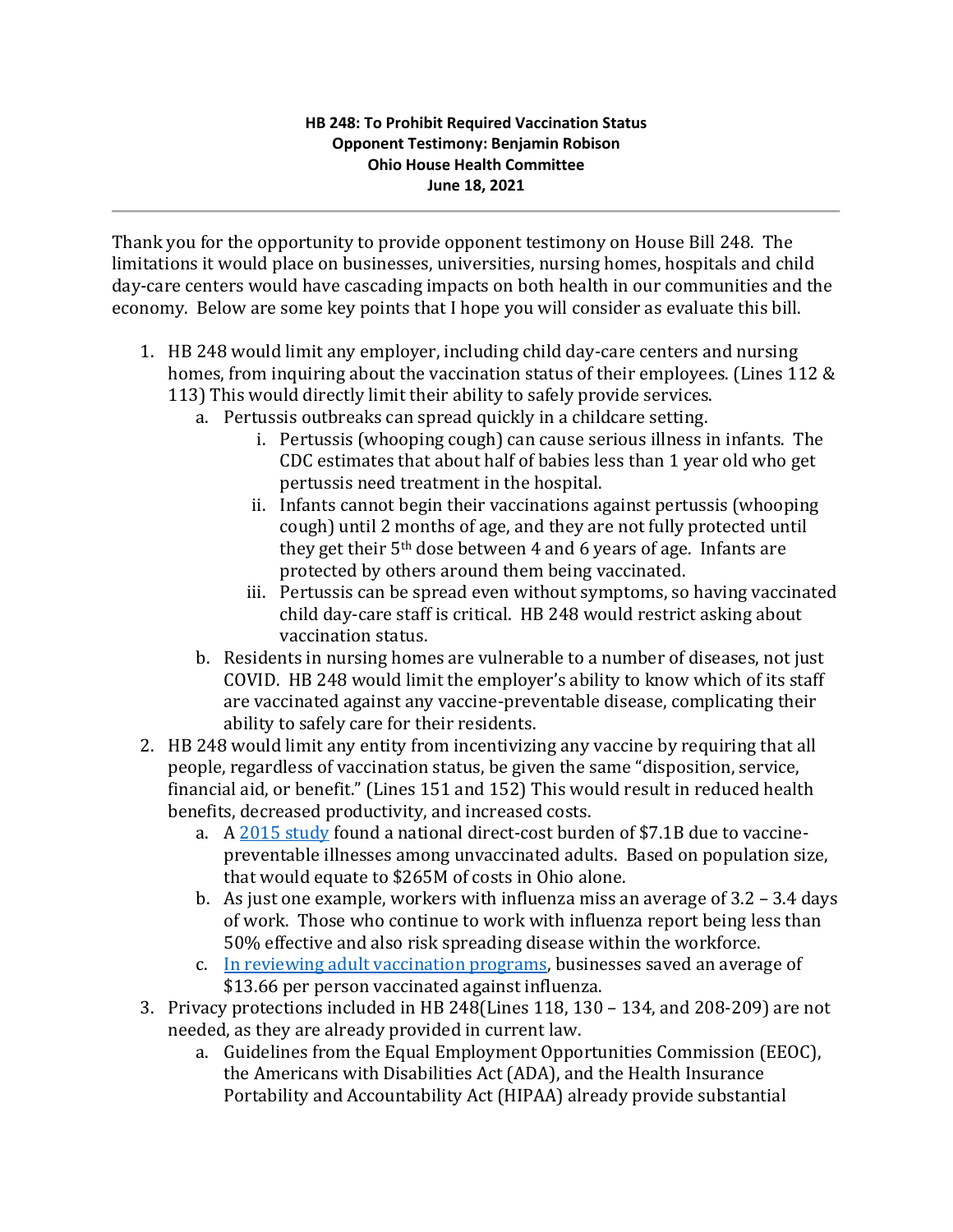**HB 248: To Prohibit Required Vaccination Status**
**Opponent Testimony: Benjamin Robison**
**Ohio House Health Committee**
**June 18, 2021**

---

Thank you for the opportunity to provide opponent testimony on House Bill 248. The limitations it would place on businesses, universities, nursing homes, hospitals and child day-care centers would have cascading impacts on both health in our communities and the economy. Below are some key points that I hope you will consider as evaluate this bill.

1. HB 248 would limit any employer, including child day-care centers and nursing homes, from inquiring about the vaccination status of their employees. (Lines 112 & 113) This would directly limit their ability to safely provide services.
   a. Pertussis outbreaks can spread quickly in a childcare setting.
      i. Pertussis (whooping cough) can cause serious illness in infants. The CDC estimates that about half of babies less than 1 year old who get pertussis need treatment in the hospital.
      ii. Infants cannot begin their vaccinations against pertussis (whooping cough) until 2 months of age, and they are not fully protected until they get their 5th dose between 4 and 6 years of age. Infants are protected by others around them being vaccinated.
      iii. Pertussis can be spread even without symptoms, so having vaccinated child day-care staff is critical. HB 248 would restrict asking about vaccination status.
   b. Residents in nursing homes are vulnerable to a number of diseases, not just COVID. HB 248 would limit the employer's ability to know which of its staff are vaccinated against any vaccine-preventable disease, complicating their ability to safely care for their residents.
2. HB 248 would limit any entity from incentivizing any vaccine by requiring that all people, regardless of vaccination status, be given the same "disposition, service, financial aid, or benefit." (Lines 151 and 152) This would result in reduced health benefits, decreased productivity, and increased costs.
   a. A 2015 study found a national direct-cost burden of $7.1B due to vaccine-preventable illnesses among unvaccinated adults. Based on population size, that would equate to $265M of costs in Ohio alone.
   b. As just one example, workers with influenza miss an average of 3.2 – 3.4 days of work. Those who continue to work with influenza report being less than 50% effective and also risk spreading disease within the workforce.
   c. In reviewing adult vaccination programs, businesses saved an average of $13.66 per person vaccinated against influenza.
3. Privacy protections included in HB 248(Lines 118, 130 – 134, and 208-209) are not needed, as they are already provided in current law.
   a. Guidelines from the Equal Employment Opportunities Commission (EEOC), the Americans with Disabilities Act (ADA), and the Health Insurance Portability and Accountability Act (HIPAA) already provide substantial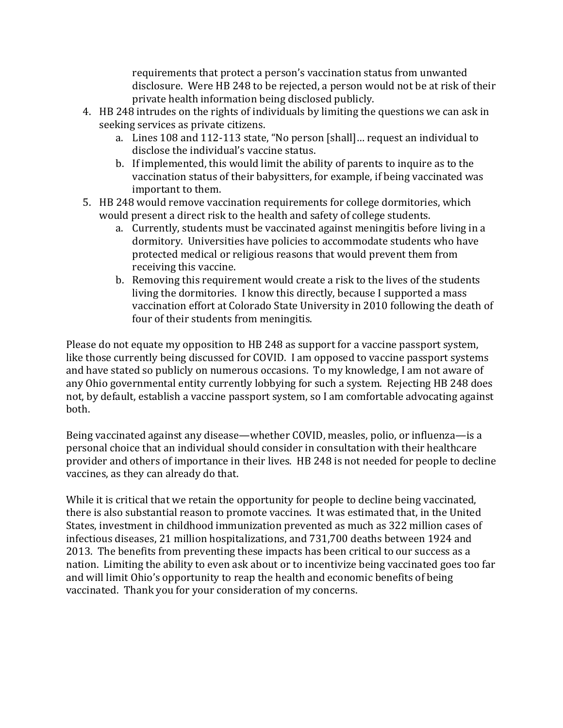requirements that protect a person's vaccination status from unwanted disclosure. Were HB 248 to be rejected, a person would not be at risk of their private health information being disclosed publicly.

4. HB 248 intrudes on the rights of individuals by limiting the questions we can ask in seeking services as private citizens.
   a. Lines 108 and 112-113 state, "No person [shall]… request an individual to disclose the individual's vaccine status.
   b. If implemented, this would limit the ability of parents to inquire as to the vaccination status of their babysitters, for example, if being vaccinated was important to them.
5. HB 248 would remove vaccination requirements for college dormitories, which would present a direct risk to the health and safety of college students.
   a. Currently, students must be vaccinated against meningitis before living in a dormitory. Universities have policies to accommodate students who have protected medical or religious reasons that would prevent them from receiving this vaccine.
   b. Removing this requirement would create a risk to the lives of the students living the dormitories. I know this directly, because I supported a mass vaccination effort at Colorado State University in 2010 following the death of four of their students from meningitis.

Please do not equate my opposition to HB 248 as support for a vaccine passport system, like those currently being discussed for COVID. I am opposed to vaccine passport systems and have stated so publicly on numerous occasions. To my knowledge, I am not aware of any Ohio governmental entity currently lobbying for such a system. Rejecting HB 248 does not, by default, establish a vaccine passport system, so I am comfortable advocating against both.

Being vaccinated against any disease—whether COVID, measles, polio, or influenza—is a personal choice that an individual should consider in consultation with their healthcare provider and others of importance in their lives. HB 248 is not needed for people to decline vaccines, as they can already do that.

While it is critical that we retain the opportunity for people to decline being vaccinated, there is also substantial reason to promote vaccines. It was estimated that, in the United States, investment in childhood immunization prevented as much as 322 million cases of infectious diseases, 21 million hospitalizations, and 731,700 deaths between 1924 and 2013. The benefits from preventing these impacts has been critical to our success as a nation. Limiting the ability to even ask about or to incentivize being vaccinated goes too far and will limit Ohio's opportunity to reap the health and economic benefits of being vaccinated. Thank you for your consideration of my concerns.